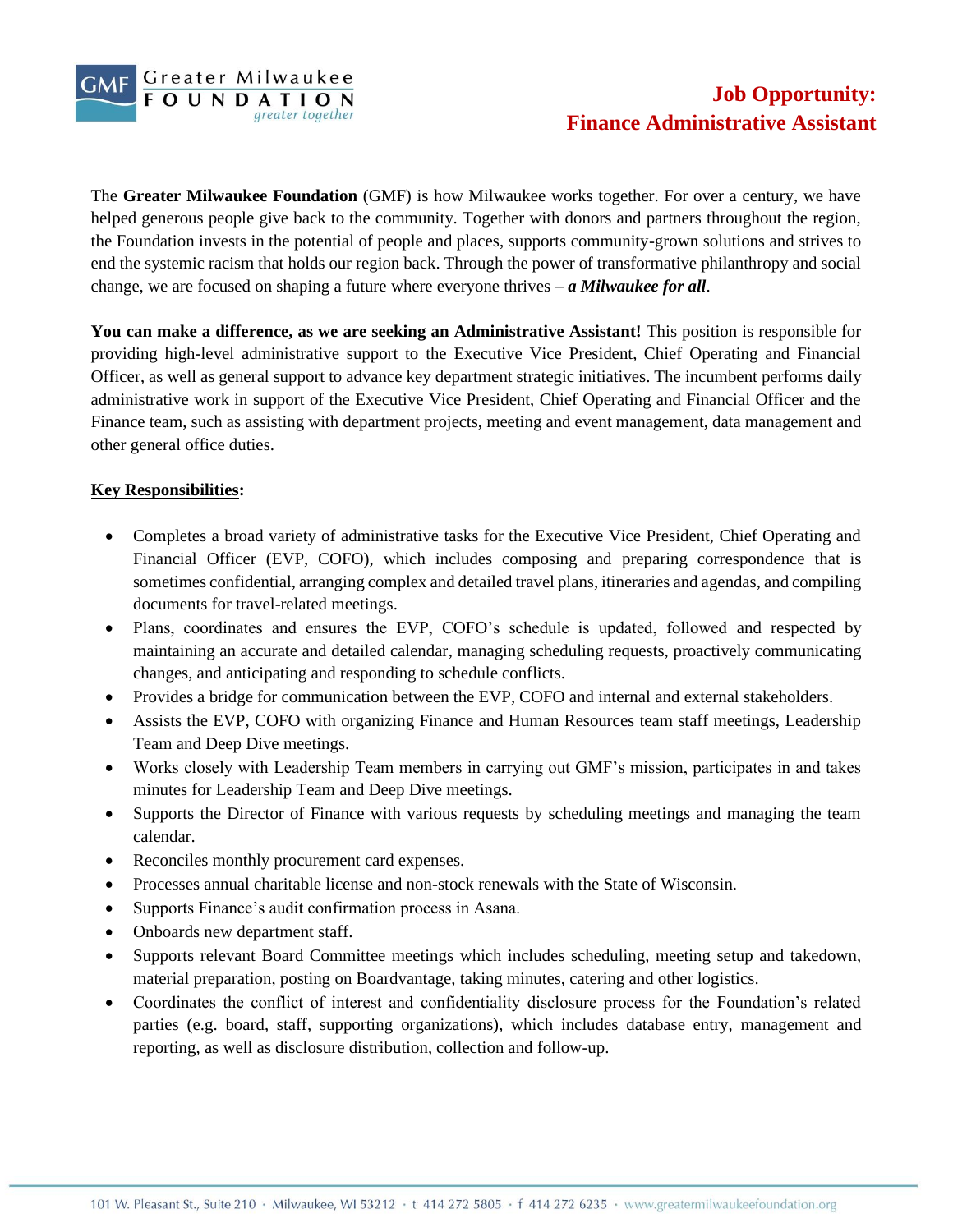Greater Milwaukee FOUNDATION *greater together*

# Job Opportunity: Finance Administrative Assistant

The **Greater Milwaukee Foundation** (GMF) is how Milwaukee works together. For over a century, we have helped generous people give back to the community. Together with donors and partners throughout the region, the Foundation invests in the potential of people and places, supports community-grown solutions and strives to end the systemic racism that holds our region back. Through the power of transformative philanthropy and social change, we are focused on shaping a future where everyone thrives – ***a Milwaukee for all***.

**You can make a difference, as we are seeking an Administrative Assistant!** This position is responsible for providing high-level administrative support to the Executive Vice President, Chief Operating and Financial Officer, as well as general support to advance key department strategic initiatives. The incumbent performs daily administrative work in support of the Executive Vice President, Chief Operating and Financial Officer and the Finance team, such as assisting with department projects, meeting and event management, data management and other general office duties.

**Key Responsibilities:**

- Completes a broad variety of administrative tasks for the Executive Vice President, Chief Operating and Financial Officer (EVP, COFO), which includes composing and preparing correspondence that is sometimes confidential, arranging complex and detailed travel plans, itineraries and agendas, and compiling documents for travel-related meetings.
- Plans, coordinates and ensures the EVP, COFO's schedule is updated, followed and respected by maintaining an accurate and detailed calendar, managing scheduling requests, proactively communicating changes, and anticipating and responding to schedule conflicts.
- Provides a bridge for communication between the EVP, COFO and internal and external stakeholders.
- Assists the EVP, COFO with organizing Finance and Human Resources team staff meetings, Leadership Team and Deep Dive meetings.
- Works closely with Leadership Team members in carrying out GMF's mission, participates in and takes minutes for Leadership Team and Deep Dive meetings.
- Supports the Director of Finance with various requests by scheduling meetings and managing the team calendar.
- Reconciles monthly procurement card expenses.
- Processes annual charitable license and non-stock renewals with the State of Wisconsin.
- Supports Finance's audit confirmation process in Asana.
- Onboards new department staff.
- Supports relevant Board Committee meetings which includes scheduling, meeting setup and takedown, material preparation, posting on Boardvantage, taking minutes, catering and other logistics.
- Coordinates the conflict of interest and confidentiality disclosure process for the Foundation's related parties (e.g. board, staff, supporting organizations), which includes database entry, management and reporting, as well as disclosure distribution, collection and follow-up.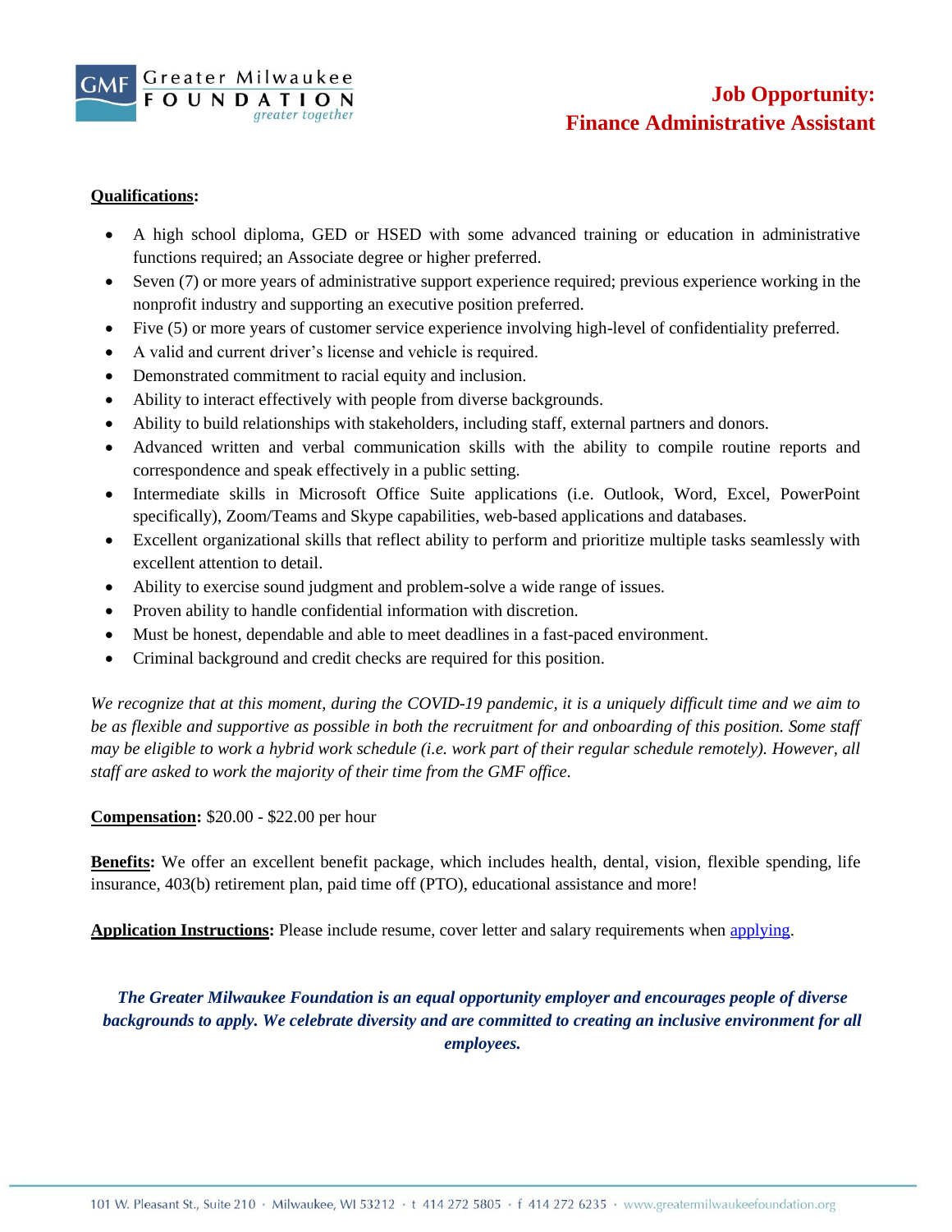# Job Opportunity: Finance Administrative Assistant

**Qualifications:**

- A high school diploma, GED or HSED with some advanced training or education in administrative functions required; an Associate degree or higher preferred.
- Seven (7) or more years of administrative support experience required; previous experience working in the nonprofit industry and supporting an executive position preferred.
- Five (5) or more years of customer service experience involving high-level of confidentiality preferred.
- A valid and current driver's license and vehicle is required.
- Demonstrated commitment to racial equity and inclusion.
- Ability to interact effectively with people from diverse backgrounds.
- Ability to build relationships with stakeholders, including staff, external partners and donors.
- Advanced written and verbal communication skills with the ability to compile routine reports and correspondence and speak effectively in a public setting.
- Intermediate skills in Microsoft Office Suite applications (i.e. Outlook, Word, Excel, PowerPoint specifically), Zoom/Teams and Skype capabilities, web-based applications and databases.
- Excellent organizational skills that reflect ability to perform and prioritize multiple tasks seamlessly with excellent attention to detail.
- Ability to exercise sound judgment and problem-solve a wide range of issues.
- Proven ability to handle confidential information with discretion.
- Must be honest, dependable and able to meet deadlines in a fast-paced environment.
- Criminal background and credit checks are required for this position.

*We recognize that at this moment, during the COVID-19 pandemic, it is a uniquely difficult time and we aim to be as flexible and supportive as possible in both the recruitment for and onboarding of this position. Some staff may be eligible to work a hybrid work schedule (i.e. work part of their regular schedule remotely). However, all staff are asked to work the majority of their time from the GMF office.*

**Compensation:** $20.00 - $22.00 per hour

**Benefits:** We offer an excellent benefit package, which includes health, dental, vision, flexible spending, life insurance, 403(b) retirement plan, paid time off (PTO), educational assistance and more!

**Application Instructions:** Please include resume, cover letter and salary requirements when applying.

***The Greater Milwaukee Foundation is an equal opportunity employer and encourages people of diverse backgrounds to apply. We celebrate diversity and are committed to creating an inclusive environment for all employees.***